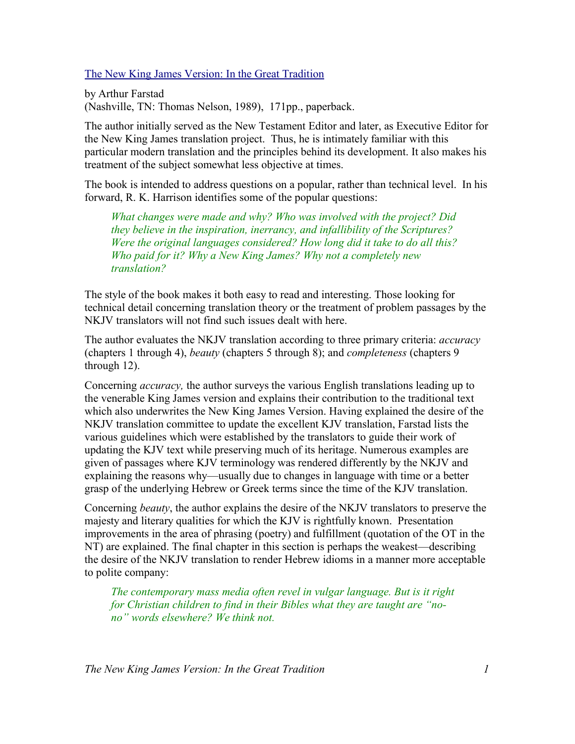[The New King James Version: In the Great Tradition]

by Arthur Farstad
(Nashville, TN: Thomas Nelson, 1989), 171pp., paperback.

The author initially served as the New Testament Editor and later, as Executive Editor for the New King James translation project. Thus, he is intimately familiar with this particular modern translation and the principles behind its development. It also makes his treatment of the subject somewhat less objective at times.

The book is intended to address questions on a popular, rather than technical level. In his forward, R. K. Harrison identifies some of the popular questions:

> *What changes were made and why? Who was involved with the project? Did they believe in the inspiration, inerrancy, and infallibility of the Scriptures? Were the original languages considered? How long did it take to do all this? Who paid for it? Why a New King James? Why not a completely new translation?*

The style of the book makes it both easy to read and interesting. Those looking for technical detail concerning translation theory or the treatment of problem passages by the NKJV translators will not find such issues dealt with here.

The author evaluates the NKJV translation according to three primary criteria: *accuracy* (chapters 1 through 4), *beauty* (chapters 5 through 8); and *completeness* (chapters 9 through 12).

Concerning *accuracy,* the author surveys the various English translations leading up to the venerable King James version and explains their contribution to the traditional text which also underwrites the New King James Version. Having explained the desire of the NKJV translation committee to update the excellent KJV translation, Farstad lists the various guidelines which were established by the translators to guide their work of updating the KJV text while preserving much of its heritage. Numerous examples are given of passages where KJV terminology was rendered differently by the NKJV and explaining the reasons why—usually due to changes in language with time or a better grasp of the underlying Hebrew or Greek terms since the time of the KJV translation.

Concerning *beauty*, the author explains the desire of the NKJV translators to preserve the majesty and literary qualities for which the KJV is rightfully known. Presentation improvements in the area of phrasing (poetry) and fulfillment (quotation of the OT in the NT) are explained. The final chapter in this section is perhaps the weakest—describing the desire of the NKJV translation to render Hebrew idioms in a manner more acceptable to polite company:

> *The contemporary mass media often revel in vulgar language. But is it right for Christian children to find in their Bibles what they are taught are "no-no" words elsewhere? We think not.*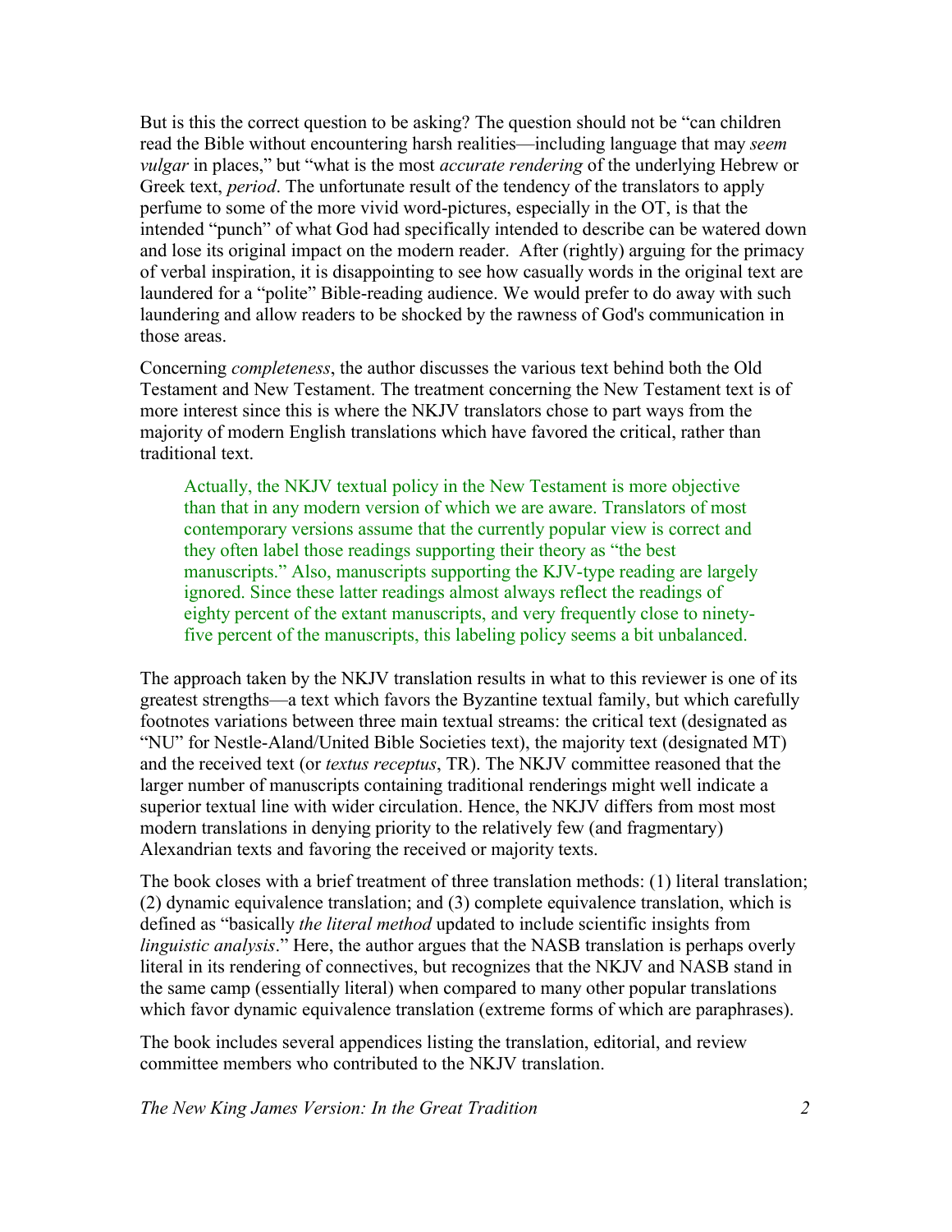But is this the correct question to be asking? The question should not be "can children read the Bible without encountering harsh realities—including language that may *seem vulgar* in places," but "what is the most *accurate rendering* of the underlying Hebrew or Greek text, *period*. The unfortunate result of the tendency of the translators to apply perfume to some of the more vivid word-pictures, especially in the OT, is that the intended "punch" of what God had specifically intended to describe can be watered down and lose its original impact on the modern reader. After (rightly) arguing for the primacy of verbal inspiration, it is disappointing to see how casually words in the original text are laundered for a "polite" Bible-reading audience. We would prefer to do away with such laundering and allow readers to be shocked by the rawness of God's communication in those areas.

Concerning *completeness*, the author discusses the various text behind both the Old Testament and New Testament. The treatment concerning the New Testament text is of more interest since this is where the NKJV translators chose to part ways from the majority of modern English translations which have favored the critical, rather than traditional text.

> Actually, the NKJV textual policy in the New Testament is more objective than that in any modern version of which we are aware. Translators of most contemporary versions assume that the currently popular view is correct and they often label those readings supporting their theory as "the best manuscripts." Also, manuscripts supporting the KJV-type reading are largely ignored. Since these latter readings almost always reflect the readings of eighty percent of the extant manuscripts, and very frequently close to ninety-five percent of the manuscripts, this labeling policy seems a bit unbalanced.

The approach taken by the NKJV translation results in what to this reviewer is one of its greatest strengths—a text which favors the Byzantine textual family, but which carefully footnotes variations between three main textual streams: the critical text (designated as "NU" for Nestle-Aland/United Bible Societies text), the majority text (designated MT) and the received text (or *textus receptus*, TR). The NKJV committee reasoned that the larger number of manuscripts containing traditional renderings might well indicate a superior textual line with wider circulation. Hence, the NKJV differs from most most modern translations in denying priority to the relatively few (and fragmentary) Alexandrian texts and favoring the received or majority texts.

The book closes with a brief treatment of three translation methods: (1) literal translation; (2) dynamic equivalence translation; and (3) complete equivalence translation, which is defined as "basically *the literal method* updated to include scientific insights from *linguistic analysis*." Here, the author argues that the NASB translation is perhaps overly literal in its rendering of connectives, but recognizes that the NKJV and NASB stand in the same camp (essentially literal) when compared to many other popular translations which favor dynamic equivalence translation (extreme forms of which are paraphrases).

The book includes several appendices listing the translation, editorial, and review committee members who contributed to the NKJV translation.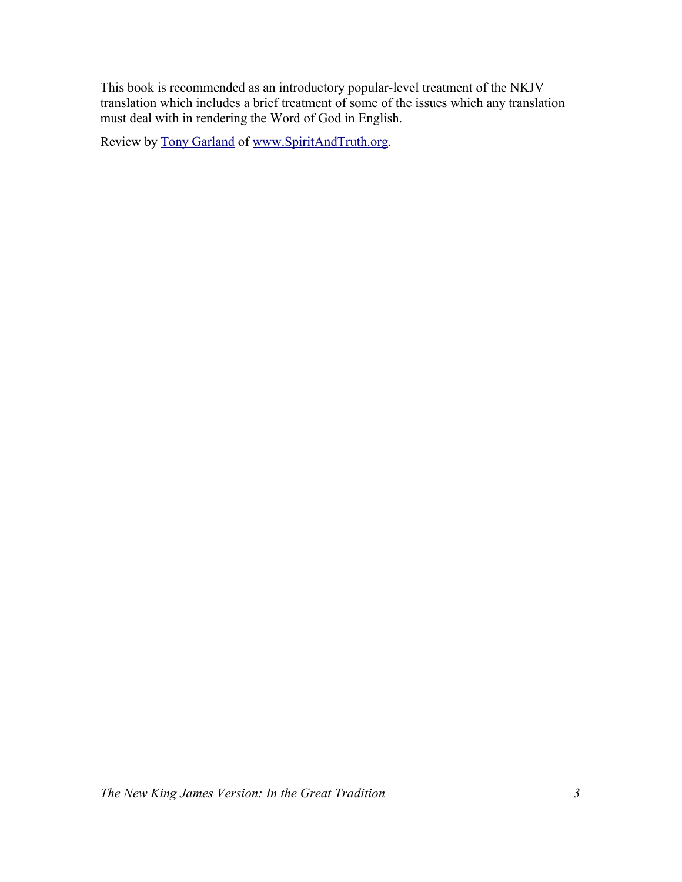This book is recommended as an introductory popular-level treatment of the NKJV translation which includes a brief treatment of some of the issues which any translation must deal with in rendering the Word of God in English.

Review by [Tony Garland](#) of [www.SpiritAndTruth.org](#).